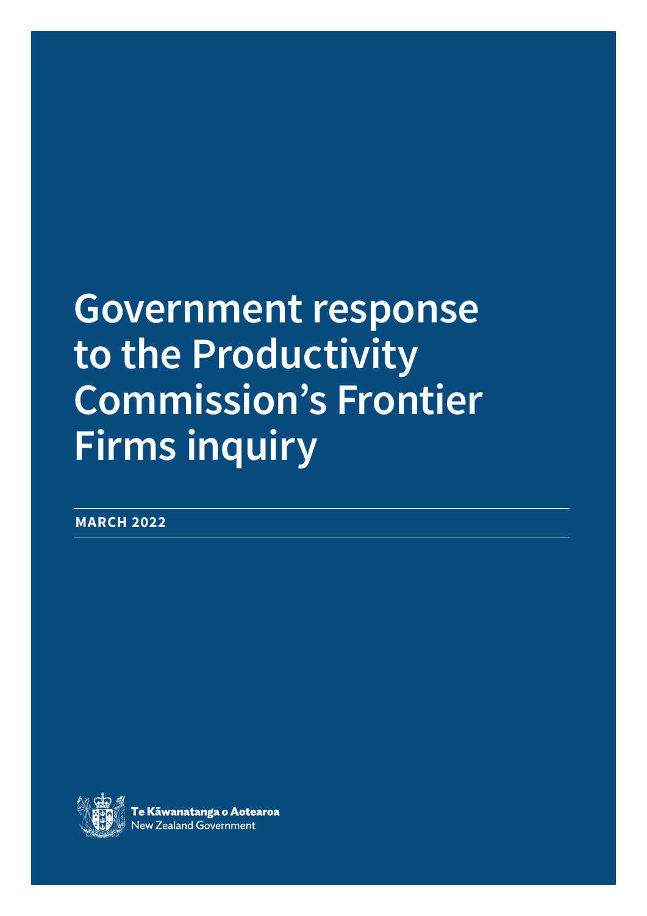# Government response to the Productivity Commission's Frontier Firms inquiry

**MARCH 2022**

**Te Kāwanatanga o Aotearoa**
New Zealand Government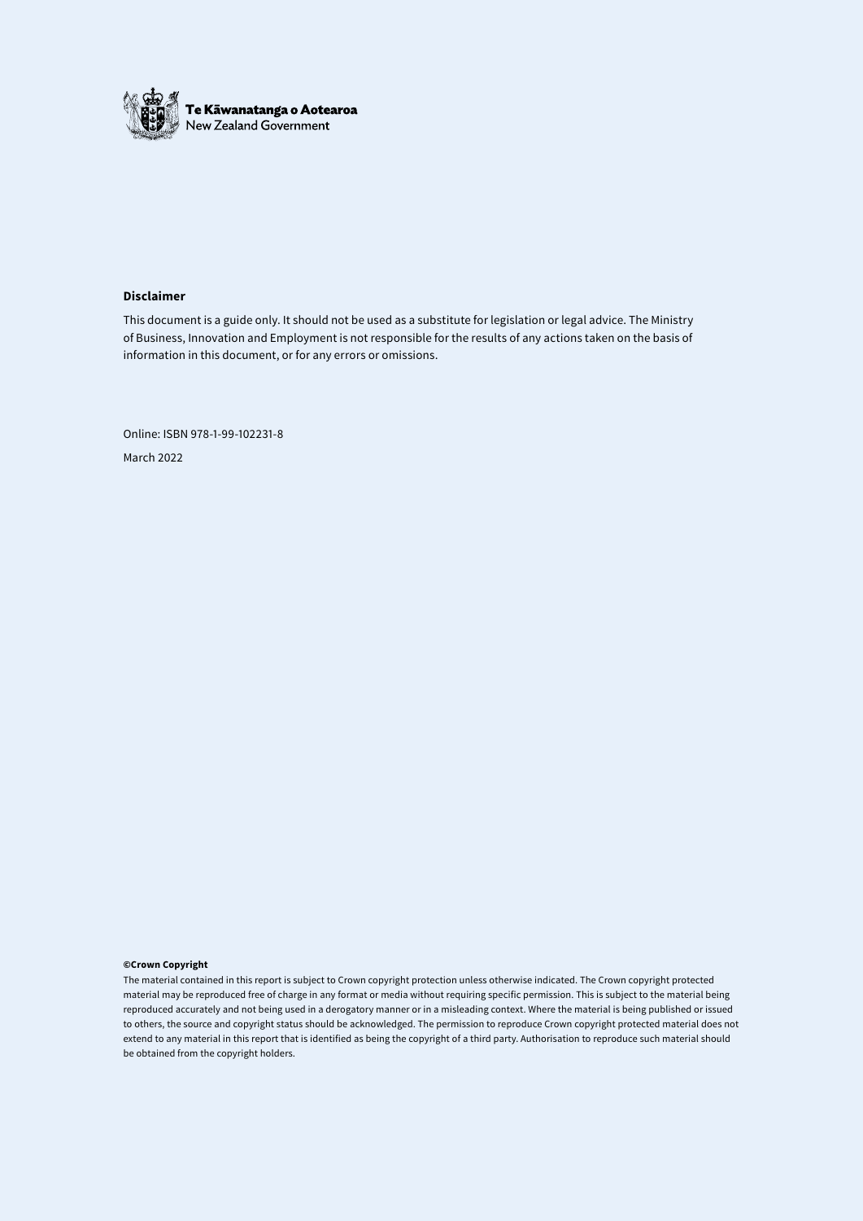Te Kāwanatanga o Aotearoa
New Zealand Government

**Disclaimer**

This document is a guide only. It should not be used as a substitute for legislation or legal advice. The Ministry of Business, Innovation and Employment is not responsible for the results of any actions taken on the basis of information in this document, or for any errors or omissions.

Online: ISBN 978-1-99-102231-8

March 2022

**©Crown Copyright**

The material contained in this report is subject to Crown copyright protection unless otherwise indicated. The Crown copyright protected material may be reproduced free of charge in any format or media without requiring specific permission. This is subject to the material being reproduced accurately and not being used in a derogatory manner or in a misleading context. Where the material is being published or issued to others, the source and copyright status should be acknowledged. The permission to reproduce Crown copyright protected material does not extend to any material in this report that is identified as being the copyright of a third party. Authorisation to reproduce such material should be obtained from the copyright holders.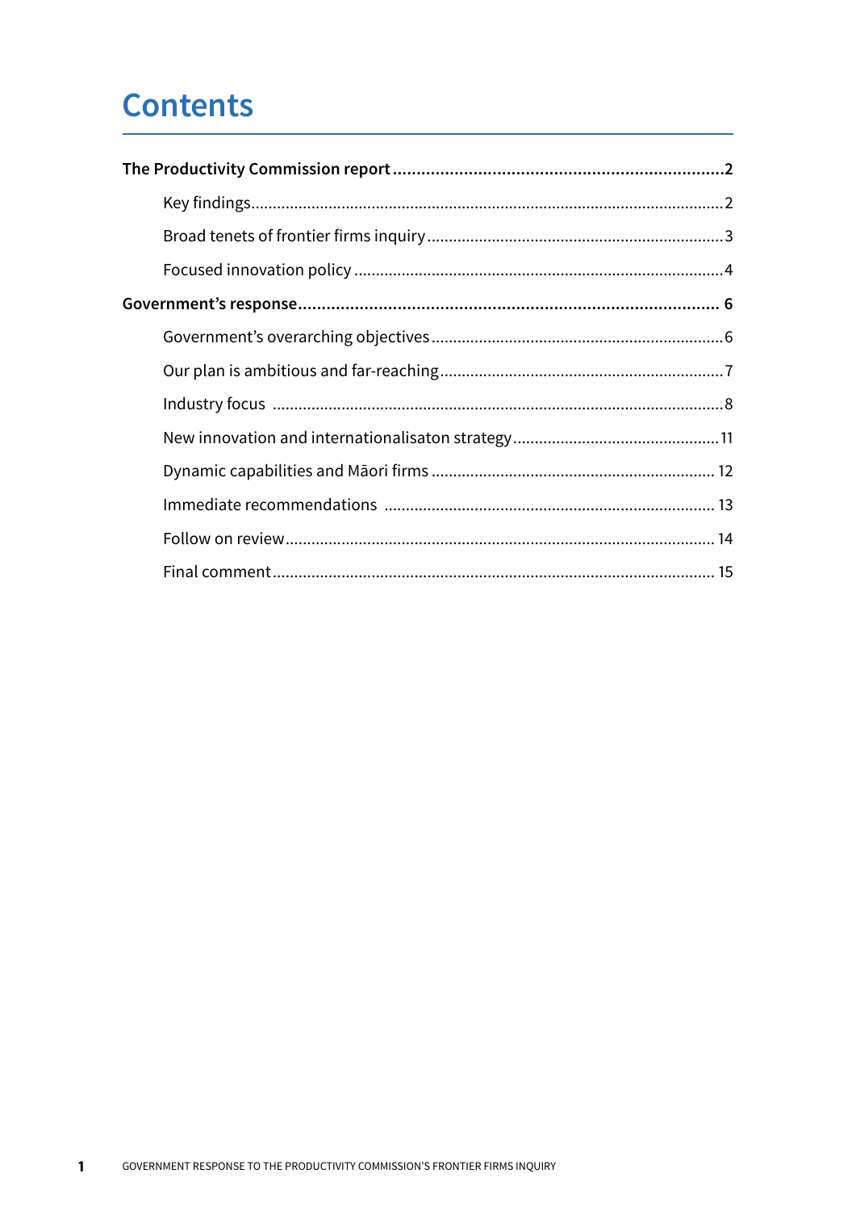# Contents

**The Productivity Commission report ........................................................................ 2**

- Key findings ........................................................................................................ 2
- Broad tenets of frontier firms inquiry ................................................................ 3
- Focused innovation policy .................................................................................. 4

**Government's response ........................................................................................ 6**

- Government's overarching objectives ................................................................ 6
- Our plan is ambitious and far-reaching .............................................................. 7
- Industry focus ..................................................................................................... 8
- New innovation and internationalisaton strategy .............................................. 11
- Dynamic capabilities and Māori firms ............................................................... 12
- Immediate recommendations ........................................................................... 13
- Follow on review ................................................................................................ 14
- Final comment .................................................................................................... 15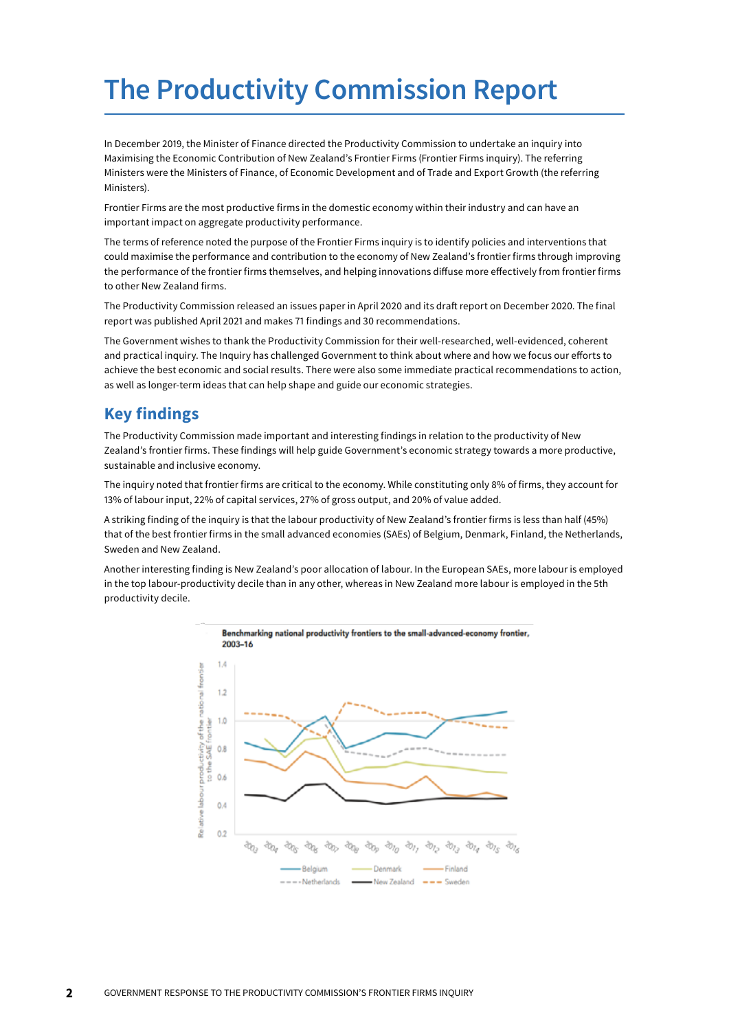# The Productivity Commission Report

In December 2019, the Minister of Finance directed the Productivity Commission to undertake an inquiry into Maximising the Economic Contribution of New Zealand's Frontier Firms (Frontier Firms inquiry). The referring Ministers were the Ministers of Finance, of Economic Development and of Trade and Export Growth (the referring Ministers).

Frontier Firms are the most productive firms in the domestic economy within their industry and can have an important impact on aggregate productivity performance.

The terms of reference noted the purpose of the Frontier Firms inquiry is to identify policies and interventions that could maximise the performance and contribution to the economy of New Zealand's frontier firms through improving the performance of the frontier firms themselves, and helping innovations diffuse more effectively from frontier firms to other New Zealand firms.

The Productivity Commission released an issues paper in April 2020 and its draft report on December 2020. The final report was published April 2021 and makes 71 findings and 30 recommendations.

The Government wishes to thank the Productivity Commission for their well-researched, well-evidenced, coherent and practical inquiry. The Inquiry has challenged Government to think about where and how we focus our efforts to achieve the best economic and social results. There were also some immediate practical recommendations to action, as well as longer-term ideas that can help shape and guide our economic strategies.

## Key findings

The Productivity Commission made important and interesting findings in relation to the productivity of New Zealand's frontier firms. These findings will help guide Government's economic strategy towards a more productive, sustainable and inclusive economy.

The inquiry noted that frontier firms are critical to the economy. While constituting only 8% of firms, they account for 13% of labour input, 22% of capital services, 27% of gross output, and 20% of value added.

A striking finding of the inquiry is that the labour productivity of New Zealand's frontier firms is less than half (45%) that of the best frontier firms in the small advanced economies (SAEs) of Belgium, Denmark, Finland, the Netherlands, Sweden and New Zealand.

Another interesting finding is New Zealand's poor allocation of labour. In the European SAEs, more labour is employed in the top labour-productivity decile than in any other, whereas in New Zealand more labour is employed in the 5th productivity decile.

**Benchmarking national productivity frontiers to the small-advanced-economy frontier, 2003–16**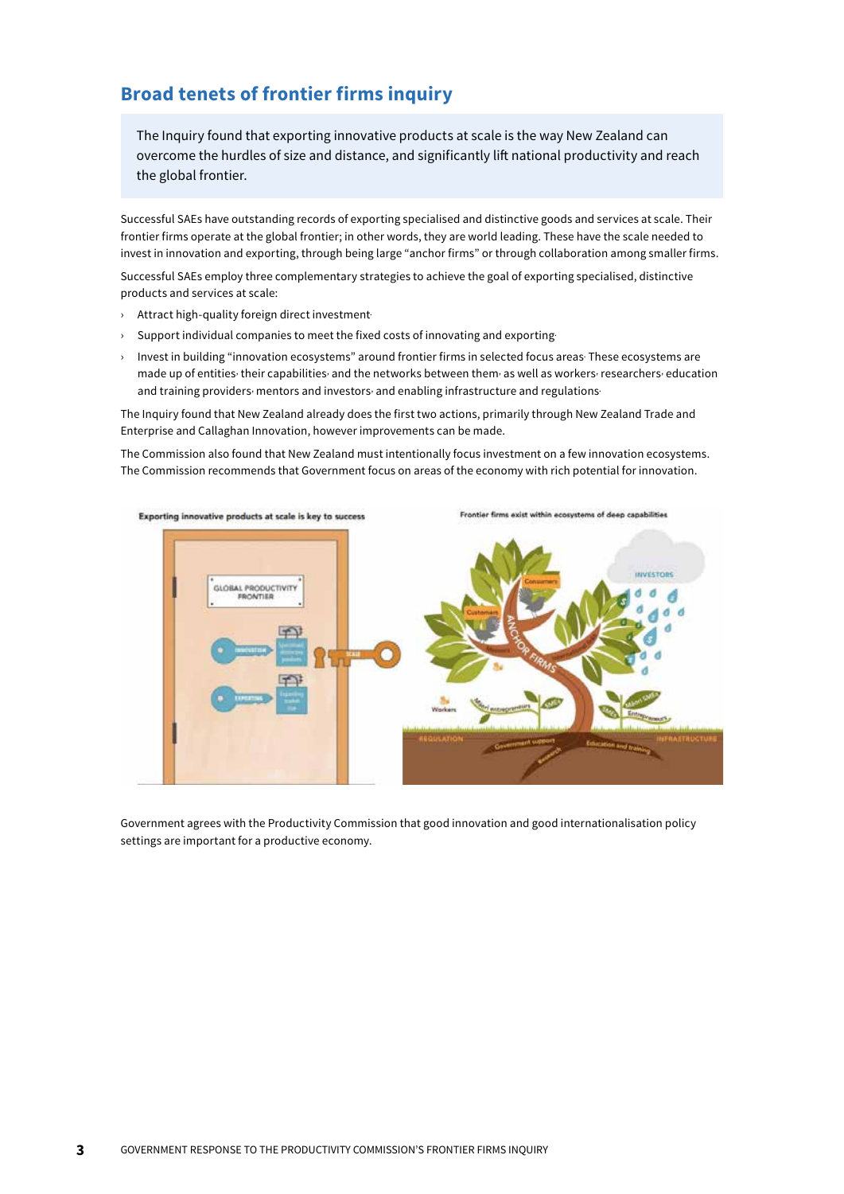## Broad tenets of frontier firms inquiry

The Inquiry found that exporting innovative products at scale is the way New Zealand can overcome the hurdles of size and distance, and significantly lift national productivity and reach the global frontier.

Successful SAEs have outstanding records of exporting specialised and distinctive goods and services at scale. Their frontier firms operate at the global frontier; in other words, they are world leading. These have the scale needed to invest in innovation and exporting, through being large "anchor firms" or through collaboration among smaller firms.

Successful SAEs employ three complementary strategies to achieve the goal of exporting specialised, distinctive products and services at scale:

- Attract high-quality foreign direct investment.
- Support individual companies to meet the fixed costs of innovating and exporting.
- Invest in building "innovation ecosystems" around frontier firms in selected focus areas. These ecosystems are made up of entities, their capabilities, and the networks between them, as well as workers, researchers, education and training providers, mentors and investors, and enabling infrastructure and regulations.

The Inquiry found that New Zealand already does the first two actions, primarily through New Zealand Trade and Enterprise and Callaghan Innovation, however improvements can be made.

The Commission also found that New Zealand must intentionally focus investment on a few innovation ecosystems. The Commission recommends that Government focus on areas of the economy with rich potential for innovation.

Government agrees with the Productivity Commission that good innovation and good internationalisation policy settings are important for a productive economy.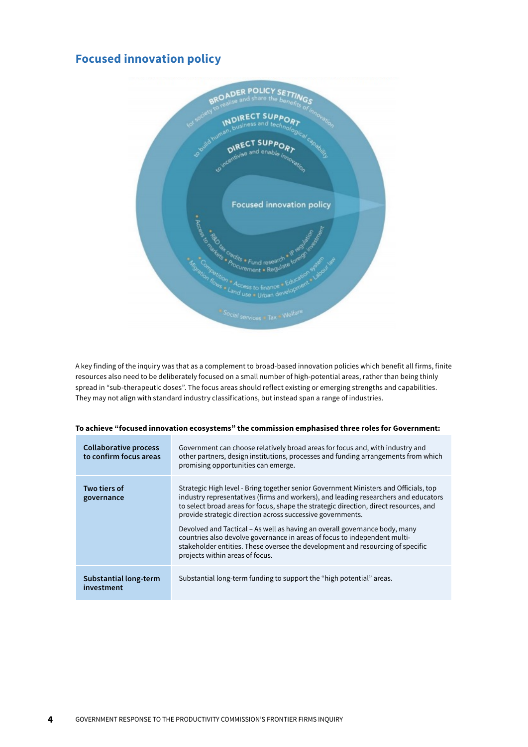## Focused innovation policy

BROADER POLICY SETTINGS
for society to realise and share the benefits of innovation

INDIRECT SUPPORT
to build human, business and technological capability

DIRECT SUPPORT
to incentivise and enable innovation

Focused innovation policy

Access to markets • R&D tax credits • Fund research • IP regulation • Procurement • Regulate foreign investment • Competition • Access to finance • Education system • Migration flows • Land use • Urban development • Labour law • Social services • Tax • Welfare

A key finding of the inquiry was that as a complement to broad-based innovation policies which benefit all firms, finite resources also need to be deliberately focused on a small number of high-potential areas, rather than being thinly spread in "sub-therapeutic doses". The focus areas should reflect existing or emerging strengths and capabilities. They may not align with standard industry classifications, but instead span a range of industries.

**To achieve "focused innovation ecosystems" the commission emphasised three roles for Government:**

| | |
|---|---|
| **Collaborative process to confirm focus areas** | Government can choose relatively broad areas for focus and, with industry and other partners, design institutions, processes and funding arrangements from which promising opportunities can emerge. |
| **Two tiers of governance** | Strategic High level - Bring together senior Government Ministers and Officials, top industry representatives (firms and workers), and leading researchers and educators to select broad areas for focus, shape the strategic direction, direct resources, and provide strategic direction across successive governments.<br><br>Devolved and Tactical – As well as having an overall governance body, many countries also devolve governance in areas of focus to independent multi-stakeholder entities. These oversee the development and resourcing of specific projects within areas of focus. |
| **Substantial long-term investment** | Substantial long-term funding to support the "high potential" areas. |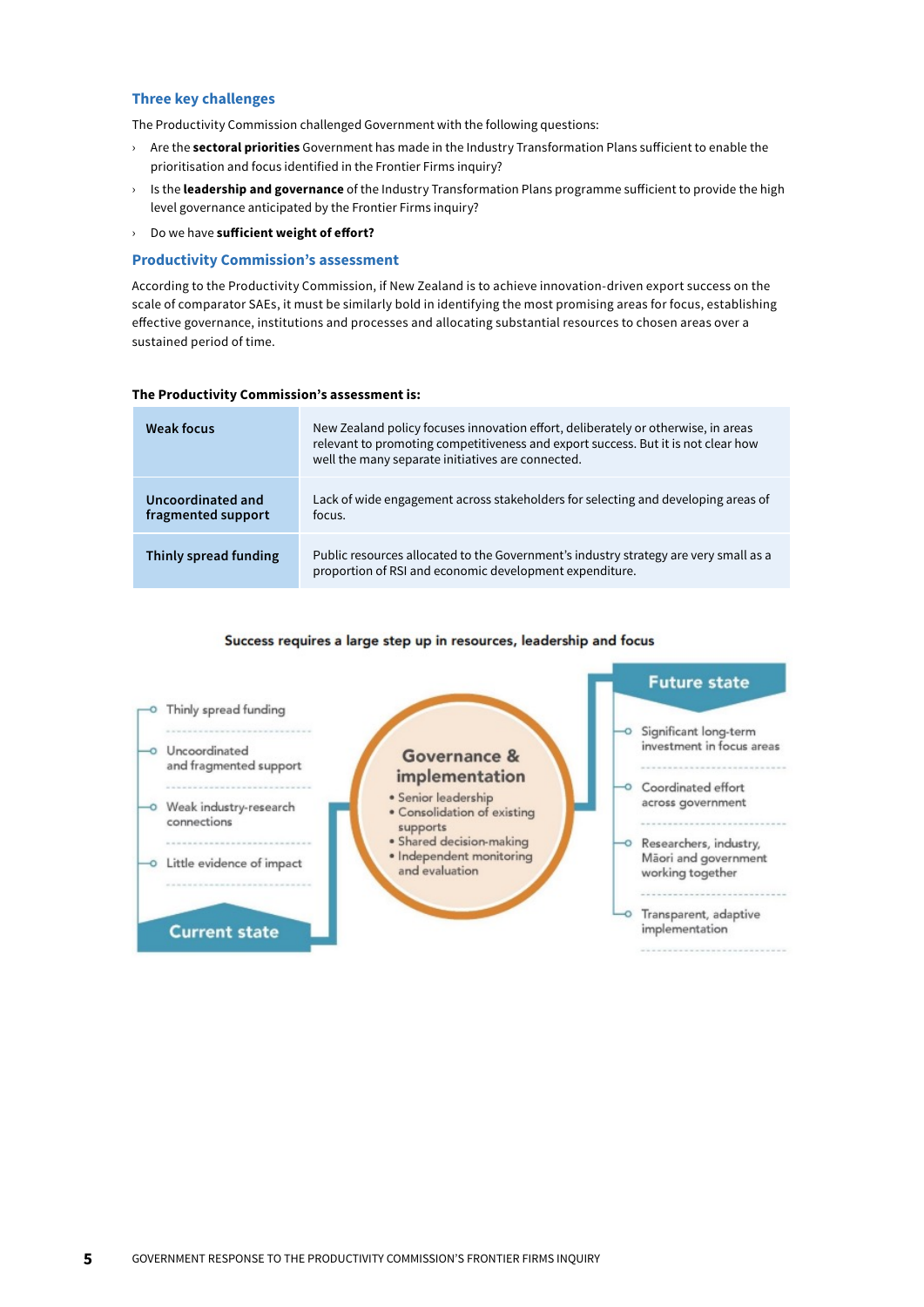### Three key challenges

The Productivity Commission challenged Government with the following questions:

- Are the **sectoral priorities** Government has made in the Industry Transformation Plans sufficient to enable the prioritisation and focus identified in the Frontier Firms inquiry?
- Is the **leadership and governance** of the Industry Transformation Plans programme sufficient to provide the high level governance anticipated by the Frontier Firms inquiry?
- Do we have **sufficient weight of effort?**

### Productivity Commission's assessment

According to the Productivity Commission, if New Zealand is to achieve innovation-driven export success on the scale of comparator SAEs, it must be similarly bold in identifying the most promising areas for focus, establishing effective governance, institutions and processes and allocating substantial resources to chosen areas over a sustained period of time.

**The Productivity Commission's assessment is:**

| | |
|---|---|
| **Weak focus** | New Zealand policy focuses innovation effort, deliberately or otherwise, in areas relevant to promoting competitiveness and export success. But it is not clear how well the many separate initiatives are connected. |
| **Uncoordinated and fragmented support** | Lack of wide engagement across stakeholders for selecting and developing areas of focus. |
| **Thinly spread funding** | Public resources allocated to the Government's industry strategy are very small as a proportion of RSI and economic development expenditure. |

**Success requires a large step up in resources, leadership and focus**

**Current state**

- Thinly spread funding
- Uncoordinated and fragmented support
- Weak industry-research connections
- Little evidence of impact

**Governance & implementation**

- Senior leadership
- Consolidation of existing supports
- Shared decision-making
- Independent monitoring and evaluation

**Future state**

- Significant long-term investment in focus areas
- Coordinated effort across government
- Researchers, industry, Māori and government working together
- Transparent, adaptive implementation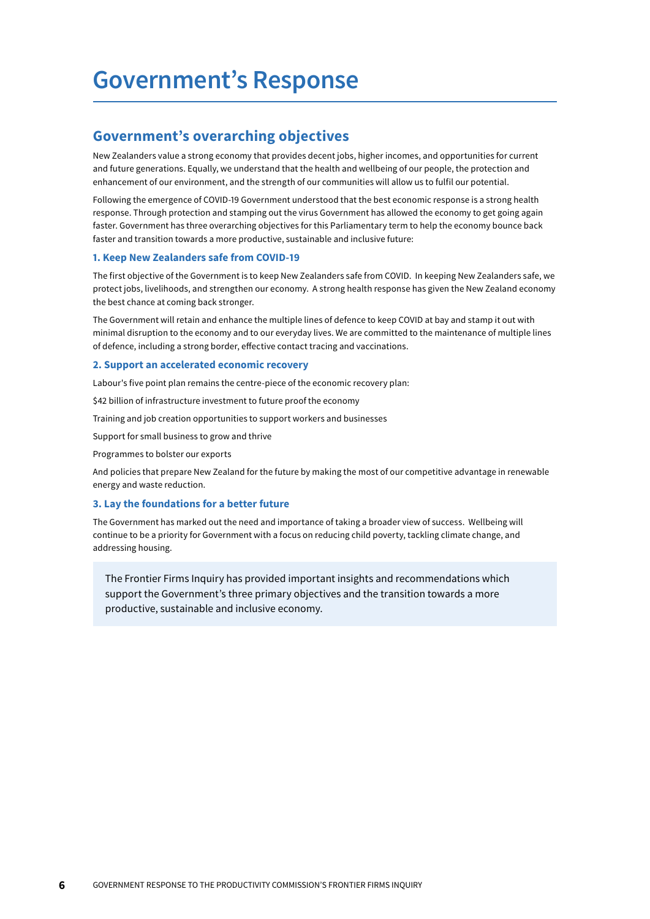# Government's Response

## Government's overarching objectives

New Zealanders value a strong economy that provides decent jobs, higher incomes, and opportunities for current and future generations. Equally, we understand that the health and wellbeing of our people, the protection and enhancement of our environment, and the strength of our communities will allow us to fulfil our potential.

Following the emergence of COVID-19 Government understood that the best economic response is a strong health response. Through protection and stamping out the virus Government has allowed the economy to get going again faster. Government has three overarching objectives for this Parliamentary term to help the economy bounce back faster and transition towards a more productive, sustainable and inclusive future:

### 1. Keep New Zealanders safe from COVID-19

The first objective of the Government is to keep New Zealanders safe from COVID. In keeping New Zealanders safe, we protect jobs, livelihoods, and strengthen our economy. A strong health response has given the New Zealand economy the best chance at coming back stronger.

The Government will retain and enhance the multiple lines of defence to keep COVID at bay and stamp it out with minimal disruption to the economy and to our everyday lives. We are committed to the maintenance of multiple lines of defence, including a strong border, effective contact tracing and vaccinations.

### 2. Support an accelerated economic recovery

Labour's five point plan remains the centre-piece of the economic recovery plan:

$42 billion of infrastructure investment to future proof the economy

Training and job creation opportunities to support workers and businesses

Support for small business to grow and thrive

Programmes to bolster our exports

And policies that prepare New Zealand for the future by making the most of our competitive advantage in renewable energy and waste reduction.

### 3. Lay the foundations for a better future

The Government has marked out the need and importance of taking a broader view of success. Wellbeing will continue to be a priority for Government with a focus on reducing child poverty, tackling climate change, and addressing housing.

> The Frontier Firms Inquiry has provided important insights and recommendations which support the Government's three primary objectives and the transition towards a more productive, sustainable and inclusive economy.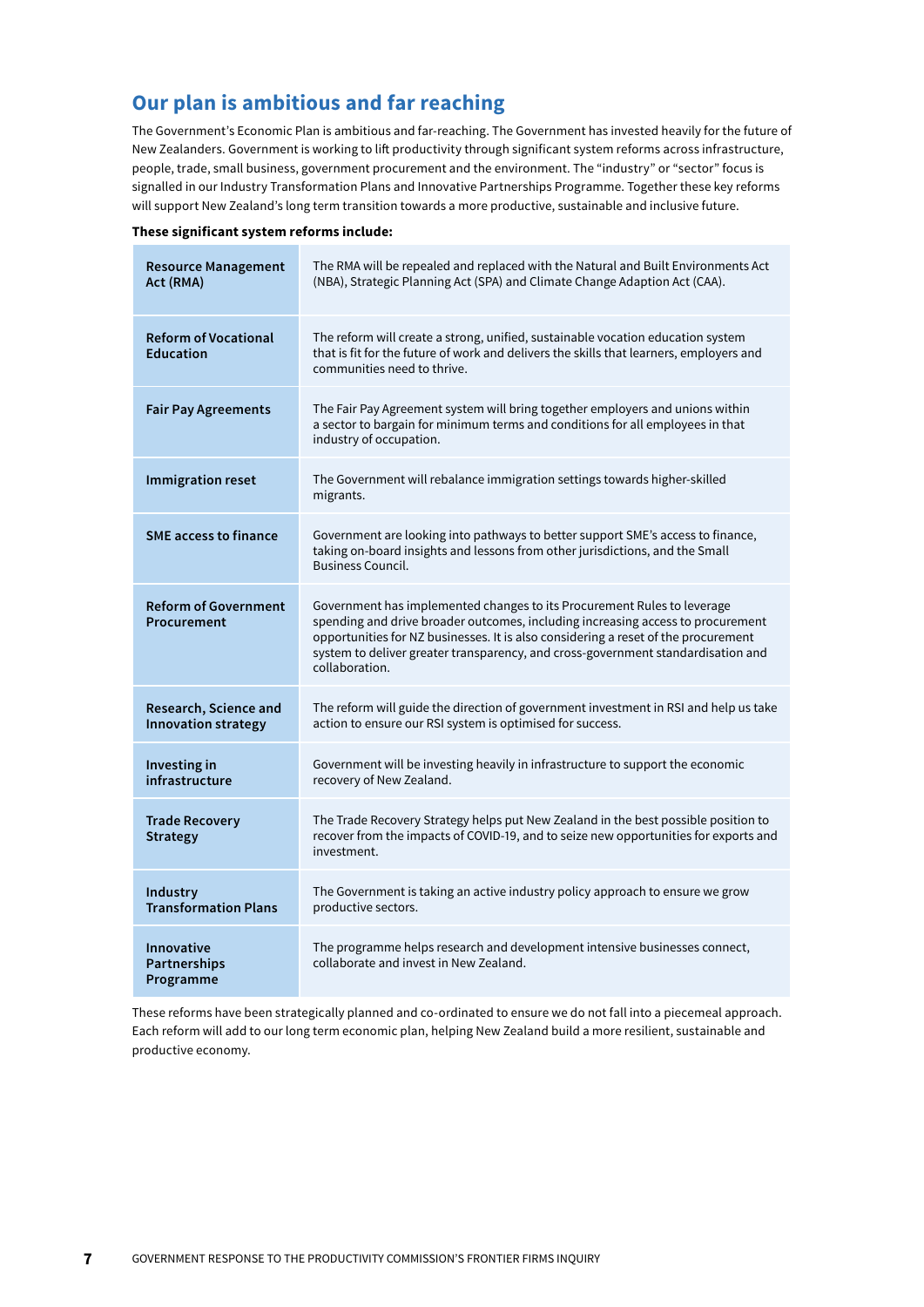## Our plan is ambitious and far reaching

The Government's Economic Plan is ambitious and far-reaching. The Government has invested heavily for the future of New Zealanders. Government is working to lift productivity through significant system reforms across infrastructure, people, trade, small business, government procurement and the environment. The "industry" or "sector" focus is signalled in our Industry Transformation Plans and Innovative Partnerships Programme. Together these key reforms will support New Zealand's long term transition towards a more productive, sustainable and inclusive future.

**These significant system reforms include:**

| | |
|---|---|
| **Resource Management Act (RMA)** | The RMA will be repealed and replaced with the Natural and Built Environments Act (NBA), Strategic Planning Act (SPA) and Climate Change Adaption Act (CAA). |
| **Reform of Vocational Education** | The reform will create a strong, unified, sustainable vocation education system that is fit for the future of work and delivers the skills that learners, employers and communities need to thrive. |
| **Fair Pay Agreements** | The Fair Pay Agreement system will bring together employers and unions within a sector to bargain for minimum terms and conditions for all employees in that industry of occupation. |
| **Immigration reset** | The Government will rebalance immigration settings towards higher-skilled migrants. |
| **SME access to finance** | Government are looking into pathways to better support SME's access to finance, taking on-board insights and lessons from other jurisdictions, and the Small Business Council. |
| **Reform of Government Procurement** | Government has implemented changes to its Procurement Rules to leverage spending and drive broader outcomes, including increasing access to procurement opportunities for NZ businesses. It is also considering a reset of the procurement system to deliver greater transparency, and cross-government standardisation and collaboration. |
| **Research, Science and Innovation strategy** | The reform will guide the direction of government investment in RSI and help us take action to ensure our RSI system is optimised for success. |
| **Investing in infrastructure** | Government will be investing heavily in infrastructure to support the economic recovery of New Zealand. |
| **Trade Recovery Strategy** | The Trade Recovery Strategy helps put New Zealand in the best possible position to recover from the impacts of COVID-19, and to seize new opportunities for exports and investment. |
| **Industry Transformation Plans** | The Government is taking an active industry policy approach to ensure we grow productive sectors. |
| **Innovative Partnerships Programme** | The programme helps research and development intensive businesses connect, collaborate and invest in New Zealand. |

These reforms have been strategically planned and co-ordinated to ensure we do not fall into a piecemeal approach. Each reform will add to our long term economic plan, helping New Zealand build a more resilient, sustainable and productive economy.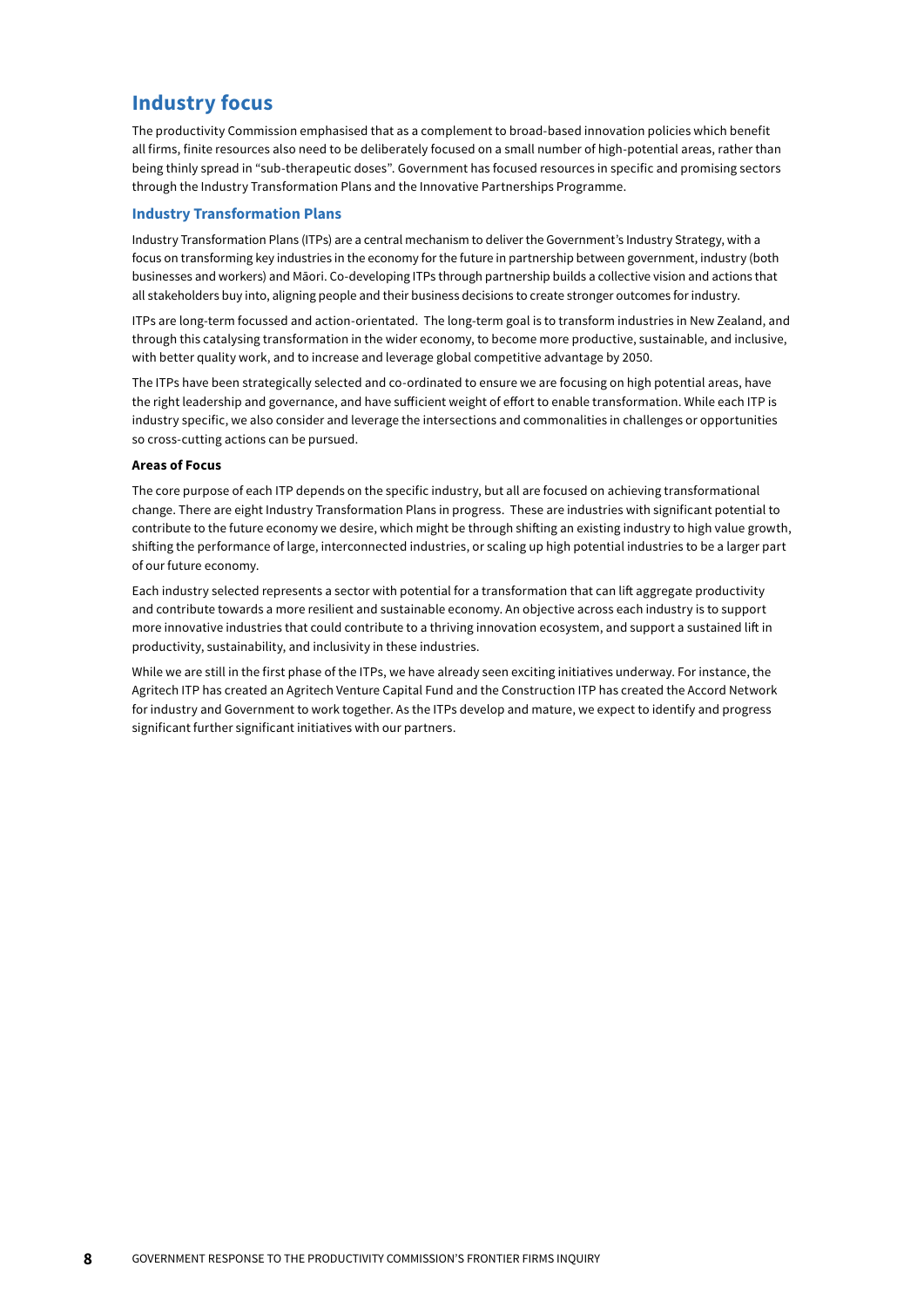## Industry focus

The productivity Commission emphasised that as a complement to broad-based innovation policies which benefit all firms, finite resources also need to be deliberately focused on a small number of high-potential areas, rather than being thinly spread in "sub-therapeutic doses". Government has focused resources in specific and promising sectors through the Industry Transformation Plans and the Innovative Partnerships Programme.

### Industry Transformation Plans

Industry Transformation Plans (ITPs) are a central mechanism to deliver the Government's Industry Strategy, with a focus on transforming key industries in the economy for the future in partnership between government, industry (both businesses and workers) and Māori. Co-developing ITPs through partnership builds a collective vision and actions that all stakeholders buy into, aligning people and their business decisions to create stronger outcomes for industry.

ITPs are long-term focussed and action-orientated. The long-term goal is to transform industries in New Zealand, and through this catalysing transformation in the wider economy, to become more productive, sustainable, and inclusive, with better quality work, and to increase and leverage global competitive advantage by 2050.

The ITPs have been strategically selected and co-ordinated to ensure we are focusing on high potential areas, have the right leadership and governance, and have sufficient weight of effort to enable transformation. While each ITP is industry specific, we also consider and leverage the intersections and commonalities in challenges or opportunities so cross-cutting actions can be pursued.

**Areas of Focus**

The core purpose of each ITP depends on the specific industry, but all are focused on achieving transformational change. There are eight Industry Transformation Plans in progress. These are industries with significant potential to contribute to the future economy we desire, which might be through shifting an existing industry to high value growth, shifting the performance of large, interconnected industries, or scaling up high potential industries to be a larger part of our future economy.

Each industry selected represents a sector with potential for a transformation that can lift aggregate productivity and contribute towards a more resilient and sustainable economy. An objective across each industry is to support more innovative industries that could contribute to a thriving innovation ecosystem, and support a sustained lift in productivity, sustainability, and inclusivity in these industries.

While we are still in the first phase of the ITPs, we have already seen exciting initiatives underway. For instance, the Agritech ITP has created an Agritech Venture Capital Fund and the Construction ITP has created the Accord Network for industry and Government to work together. As the ITPs develop and mature, we expect to identify and progress significant further significant initiatives with our partners.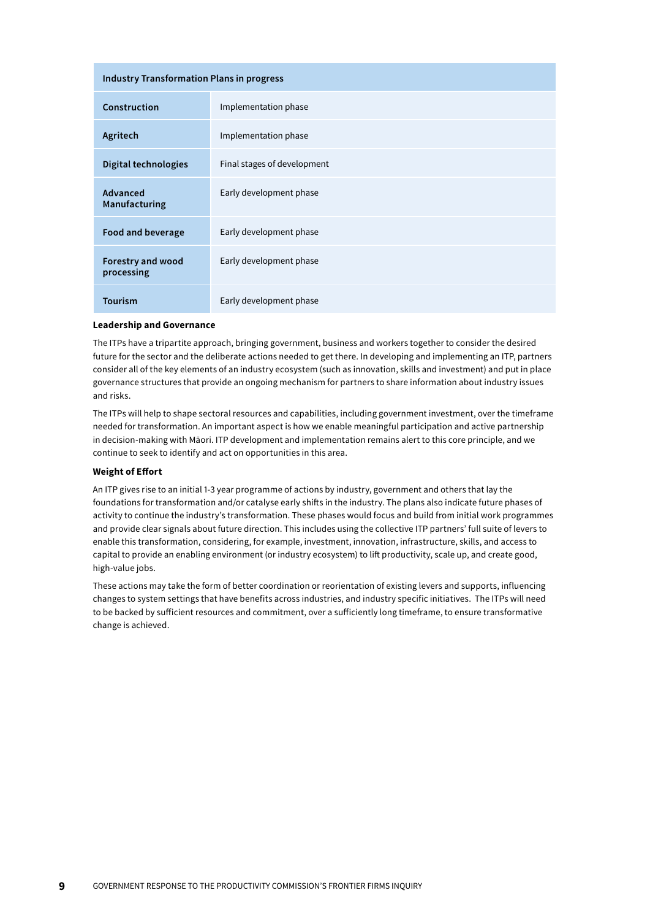| Industry Transformation Plans in progress | |
|---|---|
| **Construction** | Implementation phase |
| **Agritech** | Implementation phase |
| **Digital technologies** | Final stages of development |
| **Advanced Manufacturing** | Early development phase |
| **Food and beverage** | Early development phase |
| **Forestry and wood processing** | Early development phase |
| **Tourism** | Early development phase |

**Leadership and Governance**

The ITPs have a tripartite approach, bringing government, business and workers together to consider the desired future for the sector and the deliberate actions needed to get there. In developing and implementing an ITP, partners consider all of the key elements of an industry ecosystem (such as innovation, skills and investment) and put in place governance structures that provide an ongoing mechanism for partners to share information about industry issues and risks.

The ITPs will help to shape sectoral resources and capabilities, including government investment, over the timeframe needed for transformation. An important aspect is how we enable meaningful participation and active partnership in decision-making with Māori. ITP development and implementation remains alert to this core principle, and we continue to seek to identify and act on opportunities in this area.

**Weight of Effort**

An ITP gives rise to an initial 1-3 year programme of actions by industry, government and others that lay the foundations for transformation and/or catalyse early shifts in the industry. The plans also indicate future phases of activity to continue the industry's transformation. These phases would focus and build from initial work programmes and provide clear signals about future direction. This includes using the collective ITP partners' full suite of levers to enable this transformation, considering, for example, investment, innovation, infrastructure, skills, and access to capital to provide an enabling environment (or industry ecosystem) to lift productivity, scale up, and create good, high-value jobs.

These actions may take the form of better coordination or reorientation of existing levers and supports, influencing changes to system settings that have benefits across industries, and industry specific initiatives. The ITPs will need to be backed by sufficient resources and commitment, over a sufficiently long timeframe, to ensure transformative change is achieved.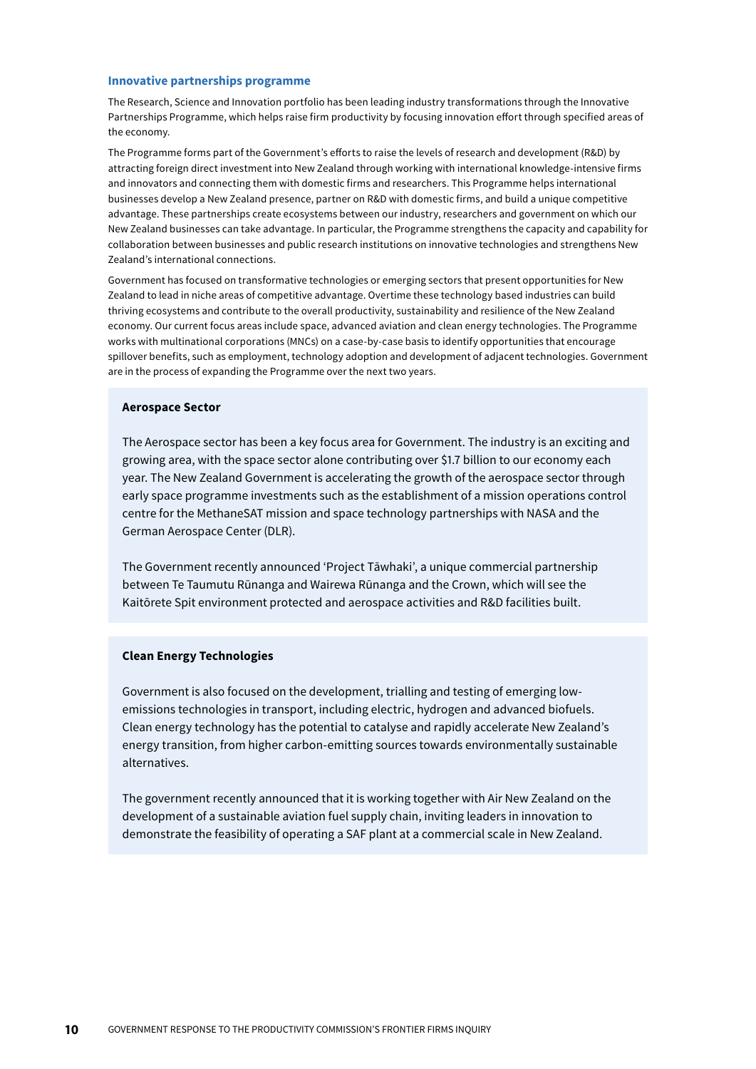### Innovative partnerships programme

The Research, Science and Innovation portfolio has been leading industry transformations through the Innovative Partnerships Programme, which helps raise firm productivity by focusing innovation effort through specified areas of the economy.

The Programme forms part of the Government's efforts to raise the levels of research and development (R&D) by attracting foreign direct investment into New Zealand through working with international knowledge-intensive firms and innovators and connecting them with domestic firms and researchers. This Programme helps international businesses develop a New Zealand presence, partner on R&D with domestic firms, and build a unique competitive advantage. These partnerships create ecosystems between our industry, researchers and government on which our New Zealand businesses can take advantage. In particular, the Programme strengthens the capacity and capability for collaboration between businesses and public research institutions on innovative technologies and strengthens New Zealand's international connections.

Government has focused on transformative technologies or emerging sectors that present opportunities for New Zealand to lead in niche areas of competitive advantage. Overtime these technology based industries can build thriving ecosystems and contribute to the overall productivity, sustainability and resilience of the New Zealand economy. Our current focus areas include space, advanced aviation and clean energy technologies. The Programme works with multinational corporations (MNCs) on a case-by-case basis to identify opportunities that encourage spillover benefits, such as employment, technology adoption and development of adjacent technologies. Government are in the process of expanding the Programme over the next two years.

**Aerospace Sector**

The Aerospace sector has been a key focus area for Government. The industry is an exciting and growing area, with the space sector alone contributing over $1.7 billion to our economy each year. The New Zealand Government is accelerating the growth of the aerospace sector through early space programme investments such as the establishment of a mission operations control centre for the MethaneSAT mission and space technology partnerships with NASA and the German Aerospace Center (DLR).

The Government recently announced 'Project Tāwhaki', a unique commercial partnership between Te Taumutu Rūnanga and Wairewa Rūnanga and the Crown, which will see the Kaitōrete Spit environment protected and aerospace activities and R&D facilities built.

**Clean Energy Technologies**

Government is also focused on the development, trialling and testing of emerging low-emissions technologies in transport, including electric, hydrogen and advanced biofuels. Clean energy technology has the potential to catalyse and rapidly accelerate New Zealand's energy transition, from higher carbon-emitting sources towards environmentally sustainable alternatives.

The government recently announced that it is working together with Air New Zealand on the development of a sustainable aviation fuel supply chain, inviting leaders in innovation to demonstrate the feasibility of operating a SAF plant at a commercial scale in New Zealand.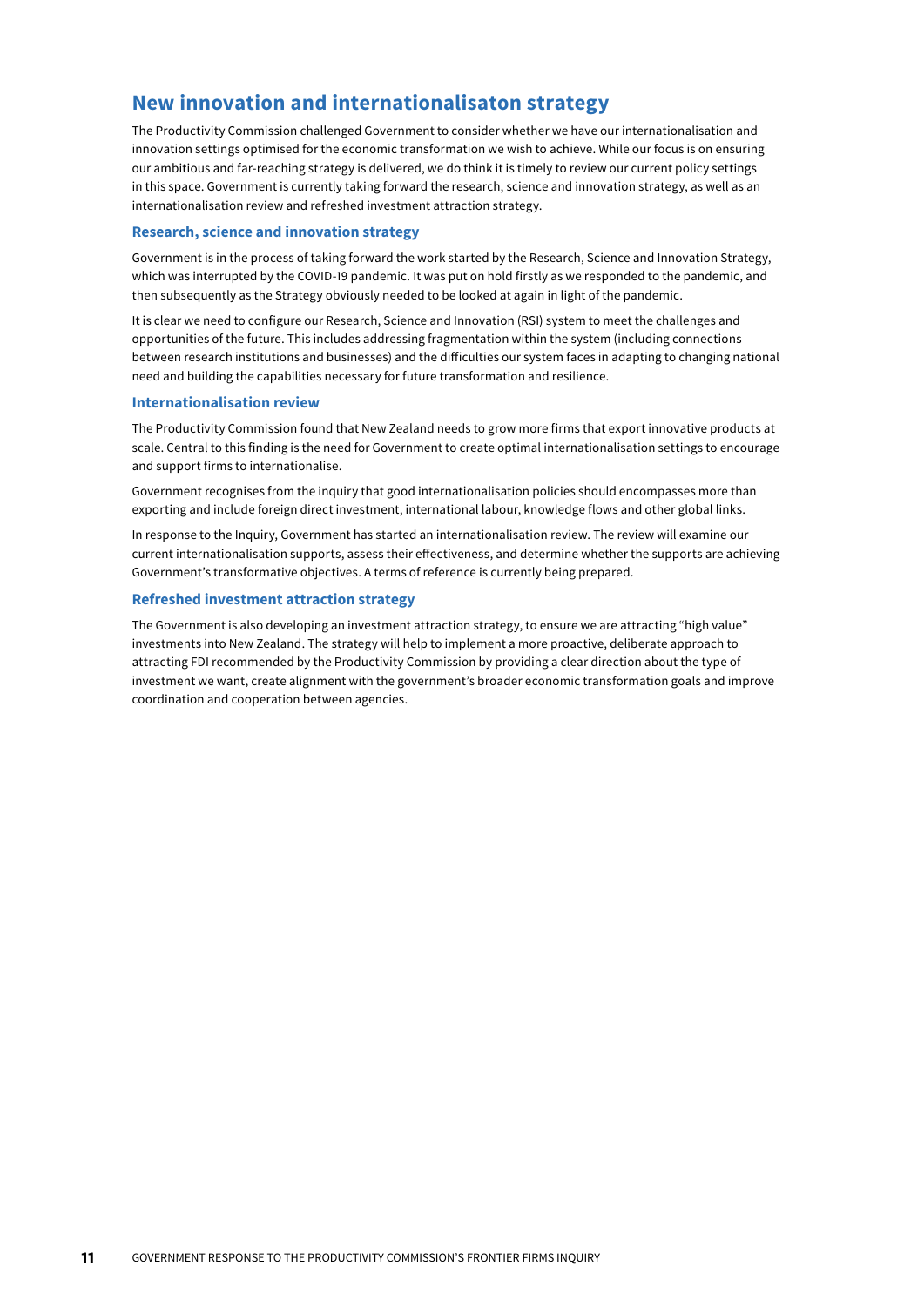## New innovation and internationalisaton strategy

The Productivity Commission challenged Government to consider whether we have our internationalisation and innovation settings optimised for the economic transformation we wish to achieve. While our focus is on ensuring our ambitious and far-reaching strategy is delivered, we do think it is timely to review our current policy settings in this space. Government is currently taking forward the research, science and innovation strategy, as well as an internationalisation review and refreshed investment attraction strategy.

### Research, science and innovation strategy

Government is in the process of taking forward the work started by the Research, Science and Innovation Strategy, which was interrupted by the COVID-19 pandemic. It was put on hold firstly as we responded to the pandemic, and then subsequently as the Strategy obviously needed to be looked at again in light of the pandemic.

It is clear we need to configure our Research, Science and Innovation (RSI) system to meet the challenges and opportunities of the future. This includes addressing fragmentation within the system (including connections between research institutions and businesses) and the difficulties our system faces in adapting to changing national need and building the capabilities necessary for future transformation and resilience.

### Internationalisation review

The Productivity Commission found that New Zealand needs to grow more firms that export innovative products at scale. Central to this finding is the need for Government to create optimal internationalisation settings to encourage and support firms to internationalise.

Government recognises from the inquiry that good internationalisation policies should encompasses more than exporting and include foreign direct investment, international labour, knowledge flows and other global links.

In response to the Inquiry, Government has started an internationalisation review. The review will examine our current internationalisation supports, assess their effectiveness, and determine whether the supports are achieving Government's transformative objectives. A terms of reference is currently being prepared.

### Refreshed investment attraction strategy

The Government is also developing an investment attraction strategy, to ensure we are attracting "high value" investments into New Zealand. The strategy will help to implement a more proactive, deliberate approach to attracting FDI recommended by the Productivity Commission by providing a clear direction about the type of investment we want, create alignment with the government's broader economic transformation goals and improve coordination and cooperation between agencies.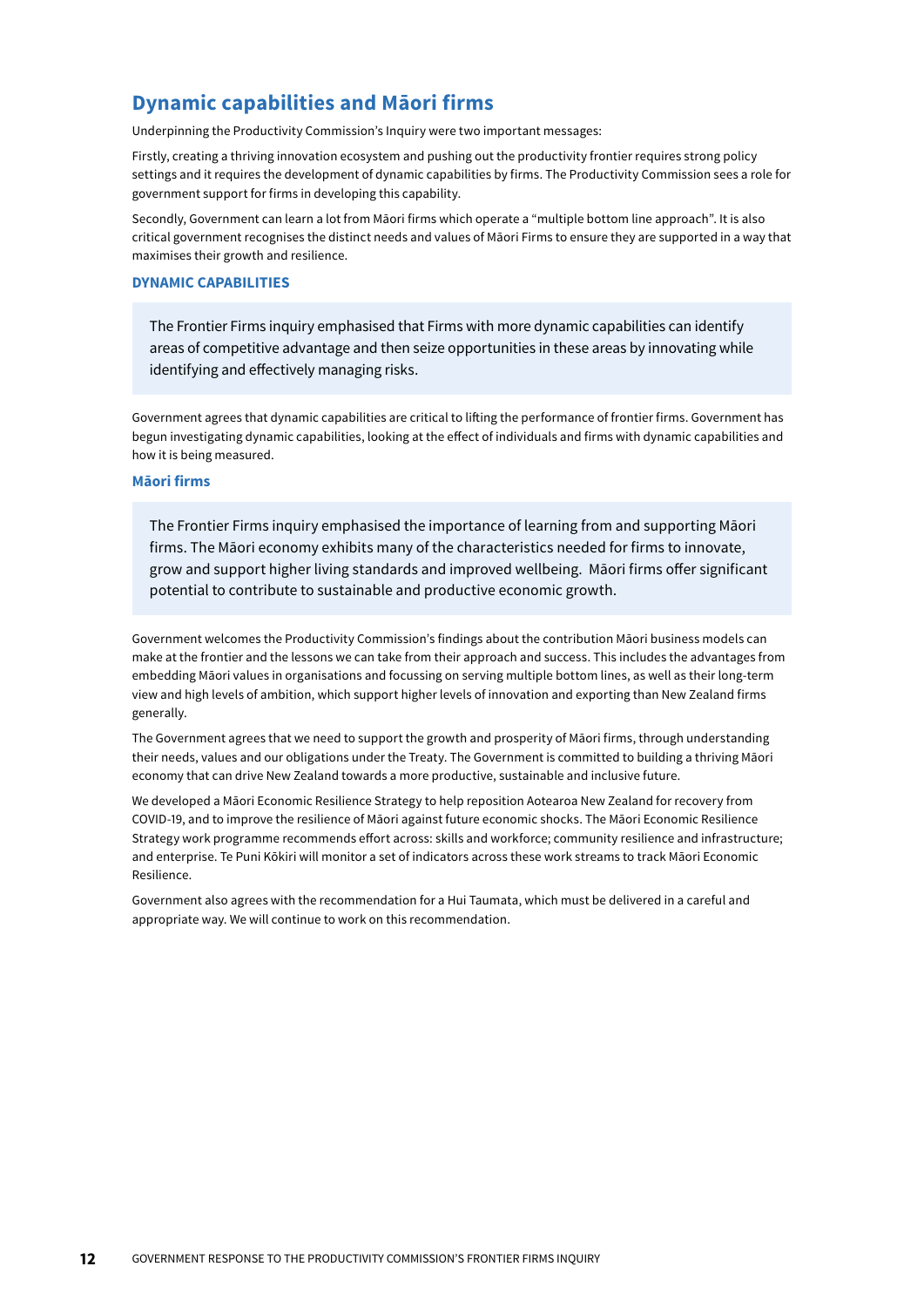## Dynamic capabilities and Māori firms

Underpinning the Productivity Commission's Inquiry were two important messages:

Firstly, creating a thriving innovation ecosystem and pushing out the productivity frontier requires strong policy settings and it requires the development of dynamic capabilities by firms. The Productivity Commission sees a role for government support for firms in developing this capability.

Secondly, Government can learn a lot from Māori firms which operate a "multiple bottom line approach". It is also critical government recognises the distinct needs and values of Māori Firms to ensure they are supported in a way that maximises their growth and resilience.

### DYNAMIC CAPABILITIES

> The Frontier Firms inquiry emphasised that Firms with more dynamic capabilities can identify areas of competitive advantage and then seize opportunities in these areas by innovating while identifying and effectively managing risks.

Government agrees that dynamic capabilities are critical to lifting the performance of frontier firms. Government has begun investigating dynamic capabilities, looking at the effect of individuals and firms with dynamic capabilities and how it is being measured.

### Māori firms

> The Frontier Firms inquiry emphasised the importance of learning from and supporting Māori firms. The Māori economy exhibits many of the characteristics needed for firms to innovate, grow and support higher living standards and improved wellbeing. Māori firms offer significant potential to contribute to sustainable and productive economic growth.

Government welcomes the Productivity Commission's findings about the contribution Māori business models can make at the frontier and the lessons we can take from their approach and success. This includes the advantages from embedding Māori values in organisations and focussing on serving multiple bottom lines, as well as their long-term view and high levels of ambition, which support higher levels of innovation and exporting than New Zealand firms generally.

The Government agrees that we need to support the growth and prosperity of Māori firms, through understanding their needs, values and our obligations under the Treaty. The Government is committed to building a thriving Māori economy that can drive New Zealand towards a more productive, sustainable and inclusive future.

We developed a Māori Economic Resilience Strategy to help reposition Aotearoa New Zealand for recovery from COVID-19, and to improve the resilience of Māori against future economic shocks. The Māori Economic Resilience Strategy work programme recommends effort across: skills and workforce; community resilience and infrastructure; and enterprise. Te Puni Kōkiri will monitor a set of indicators across these work streams to track Māori Economic Resilience.

Government also agrees with the recommendation for a Hui Taumata, which must be delivered in a careful and appropriate way. We will continue to work on this recommendation.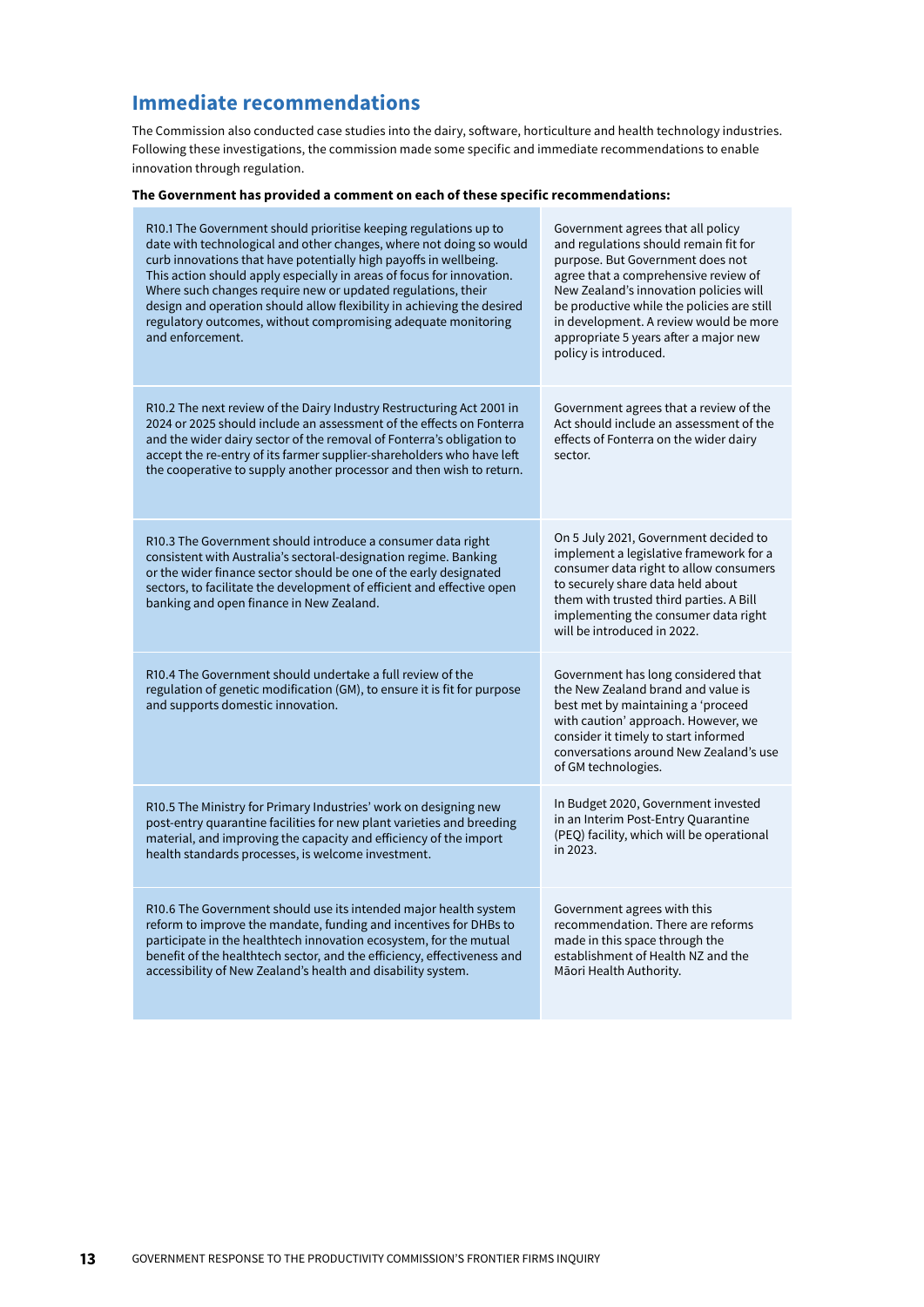## Immediate recommendations

The Commission also conducted case studies into the dairy, software, horticulture and health technology industries. Following these investigations, the commission made some specific and immediate recommendations to enable innovation through regulation.

**The Government has provided a comment on each of these specific recommendations:**

| Recommendation | Government comment |
|---|---|
| R10.1 The Government should prioritise keeping regulations up to date with technological and other changes, where not doing so would curb innovations that have potentially high payoffs in wellbeing. This action should apply especially in areas of focus for innovation. Where such changes require new or updated regulations, their design and operation should allow flexibility in achieving the desired regulatory outcomes, without compromising adequate monitoring and enforcement. | Government agrees that all policy and regulations should remain fit for purpose. But Government does not agree that a comprehensive review of New Zealand's innovation policies will be productive while the policies are still in development. A review would be more appropriate 5 years after a major new policy is introduced. |
| R10.2 The next review of the Dairy Industry Restructuring Act 2001 in 2024 or 2025 should include an assessment of the effects on Fonterra and the wider dairy sector of the removal of Fonterra's obligation to accept the re-entry of its farmer supplier-shareholders who have left the cooperative to supply another processor and then wish to return. | Government agrees that a review of the Act should include an assessment of the effects of Fonterra on the wider dairy sector. |
| R10.3 The Government should introduce a consumer data right consistent with Australia's sectoral-designation regime. Banking or the wider finance sector should be one of the early designated sectors, to facilitate the development of efficient and effective open banking and open finance in New Zealand. | On 5 July 2021, Government decided to implement a legislative framework for a consumer data right to allow consumers to securely share data held about them with trusted third parties. A Bill implementing the consumer data right will be introduced in 2022. |
| R10.4 The Government should undertake a full review of the regulation of genetic modification (GM), to ensure it is fit for purpose and supports domestic innovation. | Government has long considered that the New Zealand brand and value is best met by maintaining a 'proceed with caution' approach. However, we consider it timely to start informed conversations around New Zealand's use of GM technologies. |
| R10.5 The Ministry for Primary Industries' work on designing new post-entry quarantine facilities for new plant varieties and breeding material, and improving the capacity and efficiency of the import health standards processes, is welcome investment. | In Budget 2020, Government invested in an Interim Post-Entry Quarantine (PEQ) facility, which will be operational in 2023. |
| R10.6 The Government should use its intended major health system reform to improve the mandate, funding and incentives for DHBs to participate in the healthtech innovation ecosystem, for the mutual benefit of the healthtech sector, and the efficiency, effectiveness and accessibility of New Zealand's health and disability system. | Government agrees with this recommendation. There are reforms made in this space through the establishment of Health NZ and the Māori Health Authority. |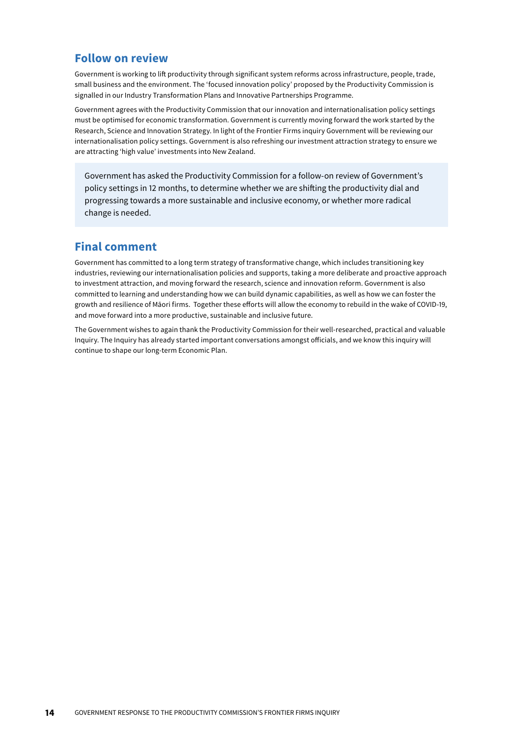## Follow on review

Government is working to lift productivity through significant system reforms across infrastructure, people, trade, small business and the environment. The 'focused innovation policy' proposed by the Productivity Commission is signalled in our Industry Transformation Plans and Innovative Partnerships Programme.

Government agrees with the Productivity Commission that our innovation and internationalisation policy settings must be optimised for economic transformation. Government is currently moving forward the work started by the Research, Science and Innovation Strategy. In light of the Frontier Firms inquiry Government will be reviewing our internationalisation policy settings. Government is also refreshing our investment attraction strategy to ensure we are attracting 'high value' investments into New Zealand.

> Government has asked the Productivity Commission for a follow-on review of Government's policy settings in 12 months, to determine whether we are shifting the productivity dial and progressing towards a more sustainable and inclusive economy, or whether more radical change is needed.

## Final comment

Government has committed to a long term strategy of transformative change, which includes transitioning key industries, reviewing our internationalisation policies and supports, taking a more deliberate and proactive approach to investment attraction, and moving forward the research, science and innovation reform. Government is also committed to learning and understanding how we can build dynamic capabilities, as well as how we can foster the growth and resilience of Māori firms. Together these efforts will allow the economy to rebuild in the wake of COVID-19, and move forward into a more productive, sustainable and inclusive future.

The Government wishes to again thank the Productivity Commission for their well-researched, practical and valuable Inquiry. The Inquiry has already started important conversations amongst officials, and we know this inquiry will continue to shape our long-term Economic Plan.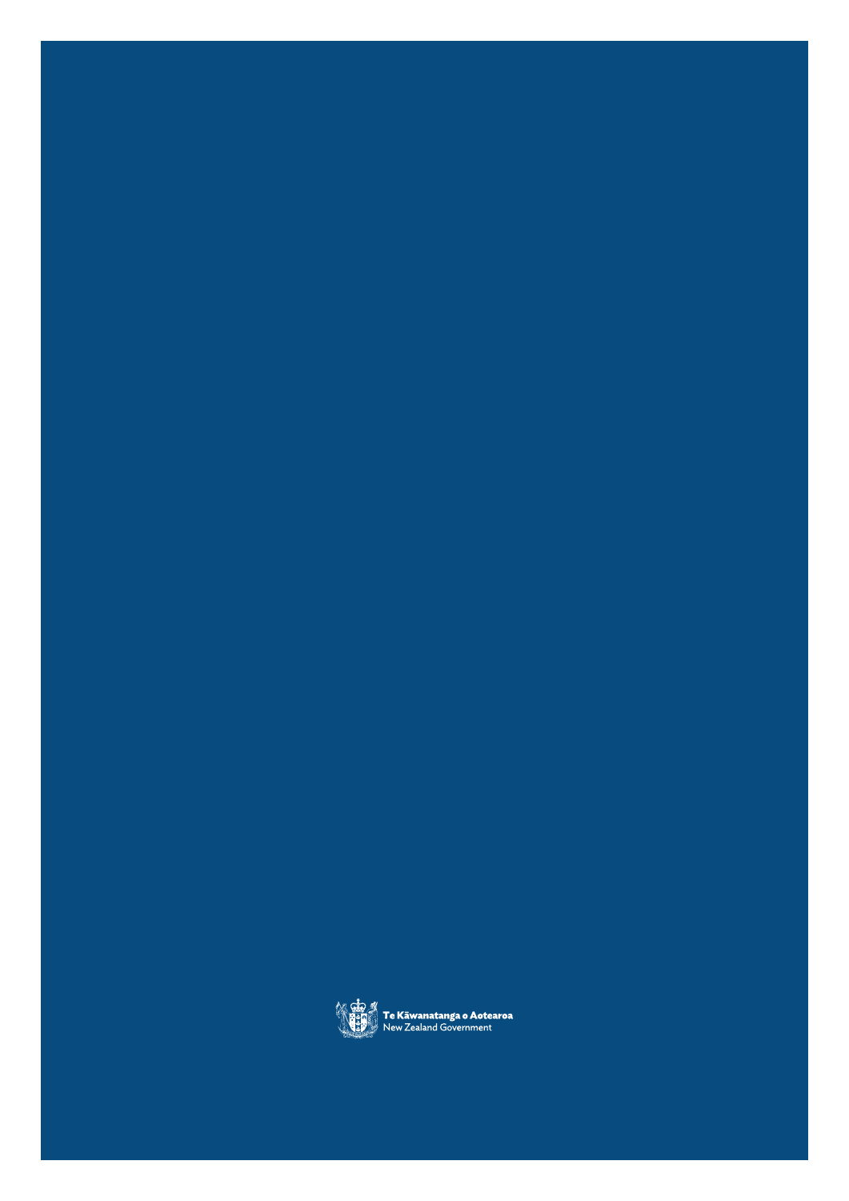Te Kāwanatanga o Aotearoa
New Zealand Government